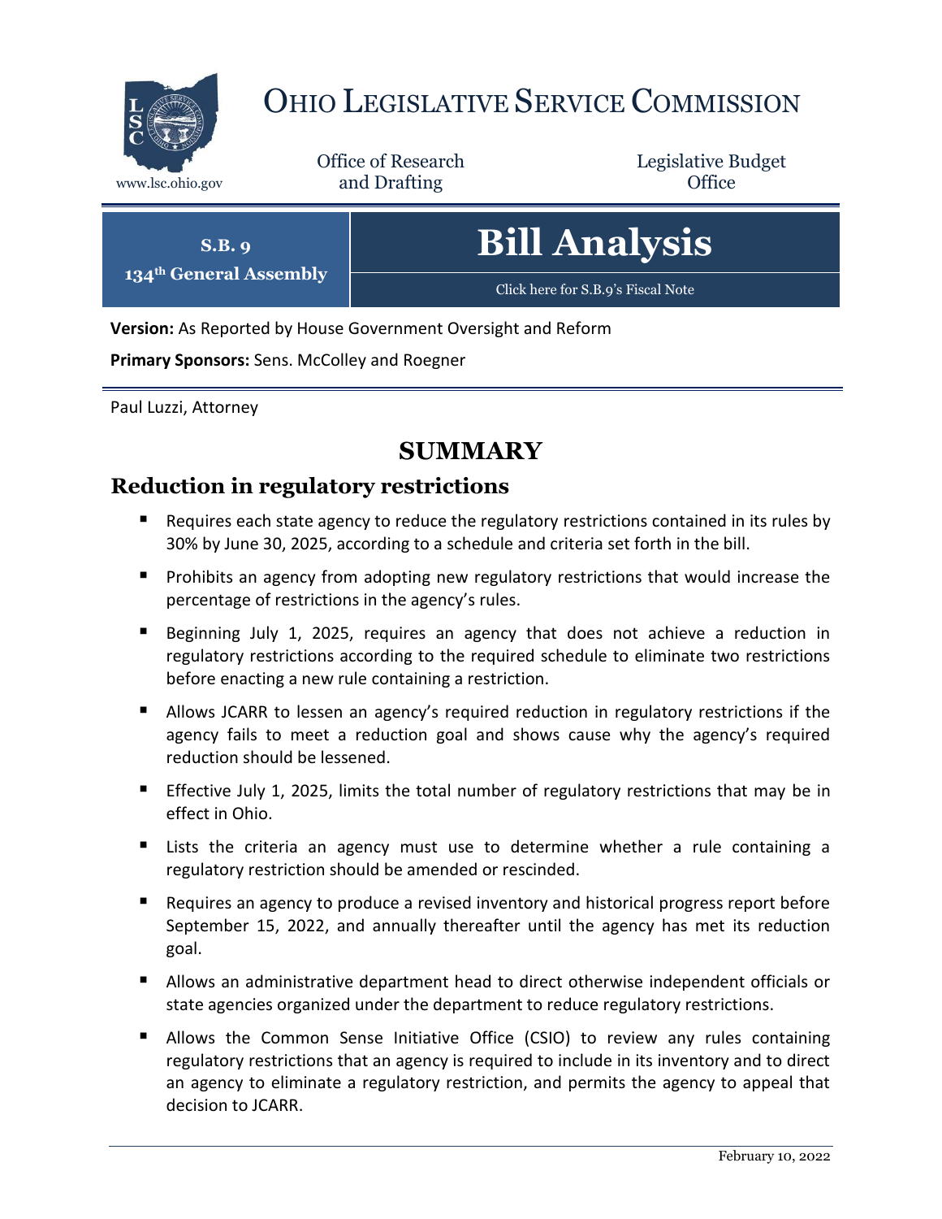# Ohio Legislative Service Commission

www.lsc.ohio.gov

Office of Research and Drafting

Legislative Budget Office

**S.B. 9**
**134th General Assembly**

# Bill Analysis

Click here for S.B.9's Fiscal Note

**Version:** As Reported by House Government Oversight and Reform

**Primary Sponsors:** Sens. McColley and Roegner

Paul Luzzi, Attorney

## SUMMARY

### Reduction in regulatory restrictions

- Requires each state agency to reduce the regulatory restrictions contained in its rules by 30% by June 30, 2025, according to a schedule and criteria set forth in the bill.
- Prohibits an agency from adopting new regulatory restrictions that would increase the percentage of restrictions in the agency's rules.
- Beginning July 1, 2025, requires an agency that does not achieve a reduction in regulatory restrictions according to the required schedule to eliminate two restrictions before enacting a new rule containing a restriction.
- Allows JCARR to lessen an agency's required reduction in regulatory restrictions if the agency fails to meet a reduction goal and shows cause why the agency's required reduction should be lessened.
- Effective July 1, 2025, limits the total number of regulatory restrictions that may be in effect in Ohio.
- Lists the criteria an agency must use to determine whether a rule containing a regulatory restriction should be amended or rescinded.
- Requires an agency to produce a revised inventory and historical progress report before September 15, 2022, and annually thereafter until the agency has met its reduction goal.
- Allows an administrative department head to direct otherwise independent officials or state agencies organized under the department to reduce regulatory restrictions.
- Allows the Common Sense Initiative Office (CSIO) to review any rules containing regulatory restrictions that an agency is required to include in its inventory and to direct an agency to eliminate a regulatory restriction, and permits the agency to appeal that decision to JCARR.

February 10, 2022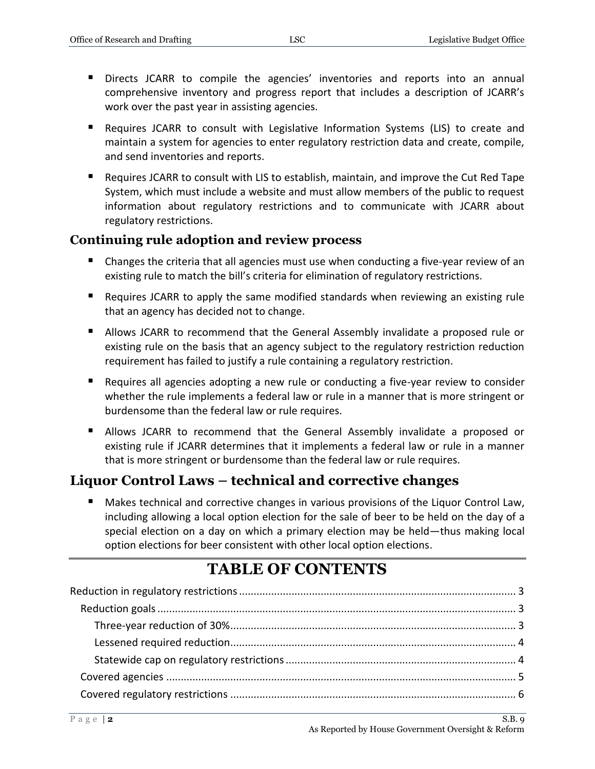- Directs JCARR to compile the agencies' inventories and reports into an annual comprehensive inventory and progress report that includes a description of JCARR's work over the past year in assisting agencies.
- Requires JCARR to consult with Legislative Information Systems (LIS) to create and maintain a system for agencies to enter regulatory restriction data and create, compile, and send inventories and reports.
- Requires JCARR to consult with LIS to establish, maintain, and improve the Cut Red Tape System, which must include a website and must allow members of the public to request information about regulatory restrictions and to communicate with JCARR about regulatory restrictions.

### Continuing rule adoption and review process

- Changes the criteria that all agencies must use when conducting a five-year review of an existing rule to match the bill's criteria for elimination of regulatory restrictions.
- Requires JCARR to apply the same modified standards when reviewing an existing rule that an agency has decided not to change.
- Allows JCARR to recommend that the General Assembly invalidate a proposed rule or existing rule on the basis that an agency subject to the regulatory restriction reduction requirement has failed to justify a rule containing a regulatory restriction.
- Requires all agencies adopting a new rule or conducting a five-year review to consider whether the rule implements a federal law or rule in a manner that is more stringent or burdensome than the federal law or rule requires.
- Allows JCARR to recommend that the General Assembly invalidate a proposed or existing rule if JCARR determines that it implements a federal law or rule in a manner that is more stringent or burdensome than the federal law or rule requires.

## Liquor Control Laws – technical and corrective changes

- Makes technical and corrective changes in various provisions of the Liquor Control Law, including allowing a local option election for the sale of beer to be held on the day of a special election on a day on which a primary election may be held—thus making local option elections for beer consistent with other local option elections.

---

# TABLE OF CONTENTS

Reduction in regulatory restrictions ........ 3
- Reduction goals ........ 3
  - Three-year reduction of 30% ........ 3
  - Lessened required reduction ........ 4
  - Statewide cap on regulatory restrictions ........ 4
- Covered agencies ........ 5
- Covered regulatory restrictions ........ 6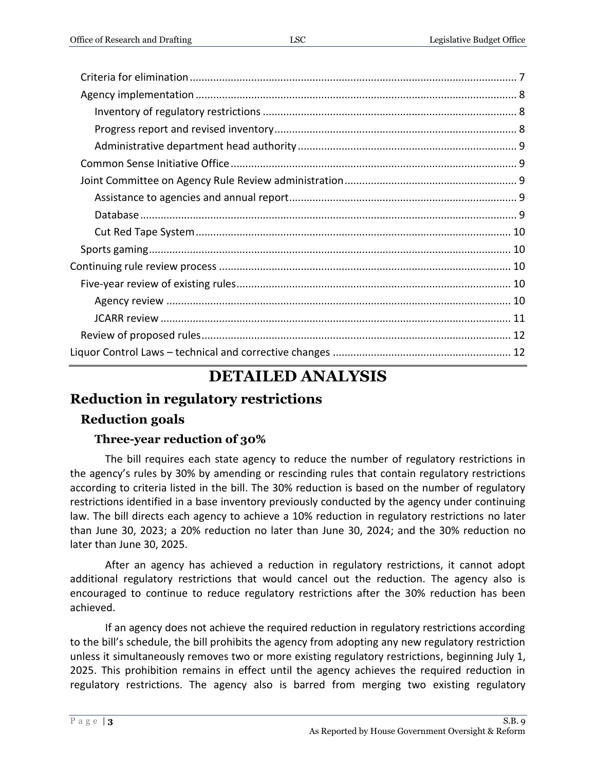Criteria for elimination ............................................................................................................. 7

Agency implementation ............................................................................................................. 8

Inventory of regulatory restrictions ....................................................................................... 8

Progress report and revised inventory ................................................................................... 8

Administrative department head authority ........................................................................... 9

Common Sense Initiative Office ................................................................................................. 9

Joint Committee on Agency Rule Review administration ........................................................... 9

Assistance to agencies and annual report ............................................................................. 9

Database ................................................................................................................................. 9

Cut Red Tape System ............................................................................................................ 10

Sports gaming ........................................................................................................................... 10

Continuing rule review process ................................................................................................... 10

Five-year review of existing rules ............................................................................................. 10

Agency review ...................................................................................................................... 10

JCARR review ........................................................................................................................ 11

Review of proposed rules .......................................................................................................... 12

Liquor Control Laws – technical and corrective changes ............................................................. 12

# DETAILED ANALYSIS

## Reduction in regulatory restrictions

### Reduction goals

#### Three-year reduction of 30%

The bill requires each state agency to reduce the number of regulatory restrictions in the agency's rules by 30% by amending or rescinding rules that contain regulatory restrictions according to criteria listed in the bill. The 30% reduction is based on the number of regulatory restrictions identified in a base inventory previously conducted by the agency under continuing law. The bill directs each agency to achieve a 10% reduction in regulatory restrictions no later than June 30, 2023; a 20% reduction no later than June 30, 2024; and the 30% reduction no later than June 30, 2025.

After an agency has achieved a reduction in regulatory restrictions, it cannot adopt additional regulatory restrictions that would cancel out the reduction. The agency also is encouraged to continue to reduce regulatory restrictions after the 30% reduction has been achieved.

If an agency does not achieve the required reduction in regulatory restrictions according to the bill's schedule, the bill prohibits the agency from adopting any new regulatory restriction unless it simultaneously removes two or more existing regulatory restrictions, beginning July 1, 2025. This prohibition remains in effect until the agency achieves the required reduction in regulatory restrictions. The agency also is barred from merging two existing regulatory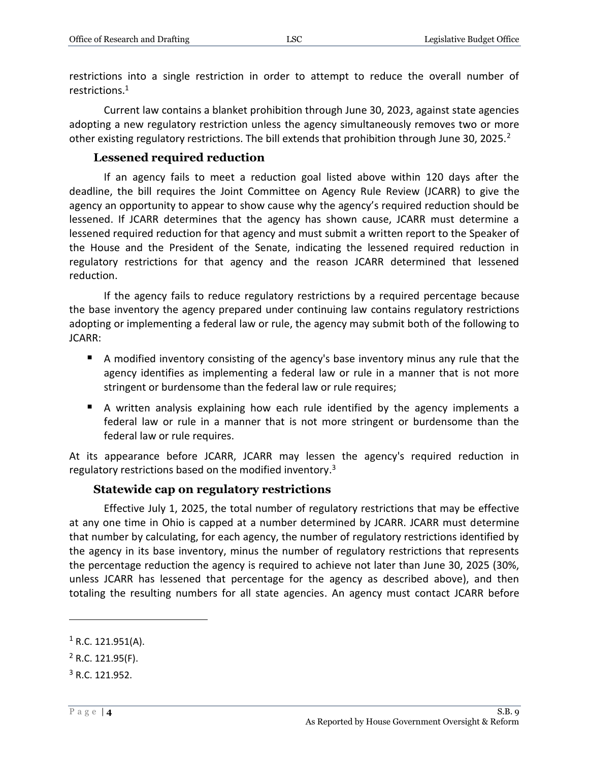restrictions into a single restriction in order to attempt to reduce the overall number of restrictions.[1]

Current law contains a blanket prohibition through June 30, 2023, against state agencies adopting a new regulatory restriction unless the agency simultaneously removes two or more other existing regulatory restrictions. The bill extends that prohibition through June 30, 2025.[2]

### Lessened required reduction

If an agency fails to meet a reduction goal listed above within 120 days after the deadline, the bill requires the Joint Committee on Agency Rule Review (JCARR) to give the agency an opportunity to appear to show cause why the agency's required reduction should be lessened. If JCARR determines that the agency has shown cause, JCARR must determine a lessened required reduction for that agency and must submit a written report to the Speaker of the House and the President of the Senate, indicating the lessened required reduction in regulatory restrictions for that agency and the reason JCARR determined that lessened reduction.

If the agency fails to reduce regulatory restrictions by a required percentage because the base inventory the agency prepared under continuing law contains regulatory restrictions adopting or implementing a federal law or rule, the agency may submit both of the following to JCARR:

- A modified inventory consisting of the agency's base inventory minus any rule that the agency identifies as implementing a federal law or rule in a manner that is not more stringent or burdensome than the federal law or rule requires;
- A written analysis explaining how each rule identified by the agency implements a federal law or rule in a manner that is not more stringent or burdensome than the federal law or rule requires.

At its appearance before JCARR, JCARR may lessen the agency's required reduction in regulatory restrictions based on the modified inventory.[3]

### Statewide cap on regulatory restrictions

Effective July 1, 2025, the total number of regulatory restrictions that may be effective at any one time in Ohio is capped at a number determined by JCARR. JCARR must determine that number by calculating, for each agency, the number of regulatory restrictions identified by the agency in its base inventory, minus the number of regulatory restrictions that represents the percentage reduction the agency is required to achieve not later than June 30, 2025 (30%, unless JCARR has lessened that percentage for the agency as described above), and then totaling the resulting numbers for all state agencies. An agency must contact JCARR before

---

[1] R.C. 121.951(A).

[2] R.C. 121.95(F).

[3] R.C. 121.952.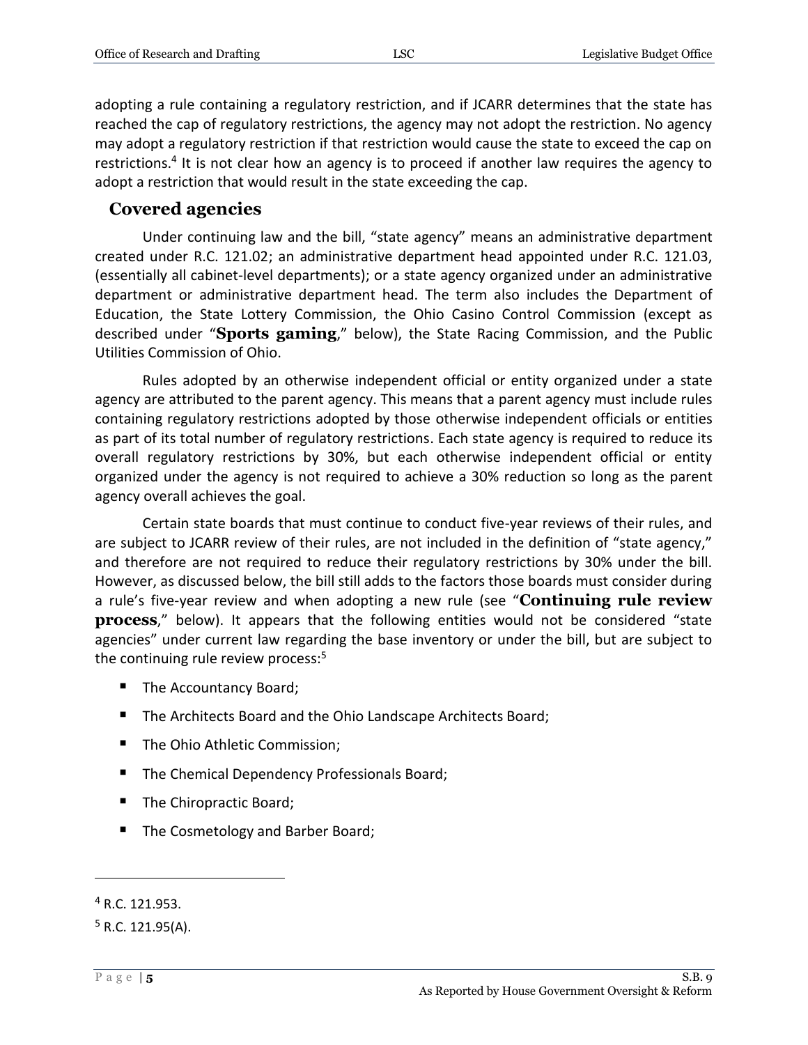adopting a rule containing a regulatory restriction, and if JCARR determines that the state has reached the cap of regulatory restrictions, the agency may not adopt the restriction. No agency may adopt a regulatory restriction if that restriction would cause the state to exceed the cap on restrictions.[4] It is not clear how an agency is to proceed if another law requires the agency to adopt a restriction that would result in the state exceeding the cap.

## Covered agencies

Under continuing law and the bill, "state agency" means an administrative department created under R.C. 121.02; an administrative department head appointed under R.C. 121.03, (essentially all cabinet-level departments); or a state agency organized under an administrative department or administrative department head. The term also includes the Department of Education, the State Lottery Commission, the Ohio Casino Control Commission (except as described under "**Sports gaming**," below), the State Racing Commission, and the Public Utilities Commission of Ohio.

Rules adopted by an otherwise independent official or entity organized under a state agency are attributed to the parent agency. This means that a parent agency must include rules containing regulatory restrictions adopted by those otherwise independent officials or entities as part of its total number of regulatory restrictions. Each state agency is required to reduce its overall regulatory restrictions by 30%, but each otherwise independent official or entity organized under the agency is not required to achieve a 30% reduction so long as the parent agency overall achieves the goal.

Certain state boards that must continue to conduct five-year reviews of their rules, and are subject to JCARR review of their rules, are not included in the definition of "state agency," and therefore are not required to reduce their regulatory restrictions by 30% under the bill. However, as discussed below, the bill still adds to the factors those boards must consider during a rule's five-year review and when adopting a new rule (see "**Continuing rule review process**," below). It appears that the following entities would not be considered "state agencies" under current law regarding the base inventory or under the bill, but are subject to the continuing rule review process:[5]

- The Accountancy Board;
- The Architects Board and the Ohio Landscape Architects Board;
- The Ohio Athletic Commission;
- The Chemical Dependency Professionals Board;
- The Chiropractic Board;
- The Cosmetology and Barber Board;

---

[4] R.C. 121.953.

[5] R.C. 121.95(A).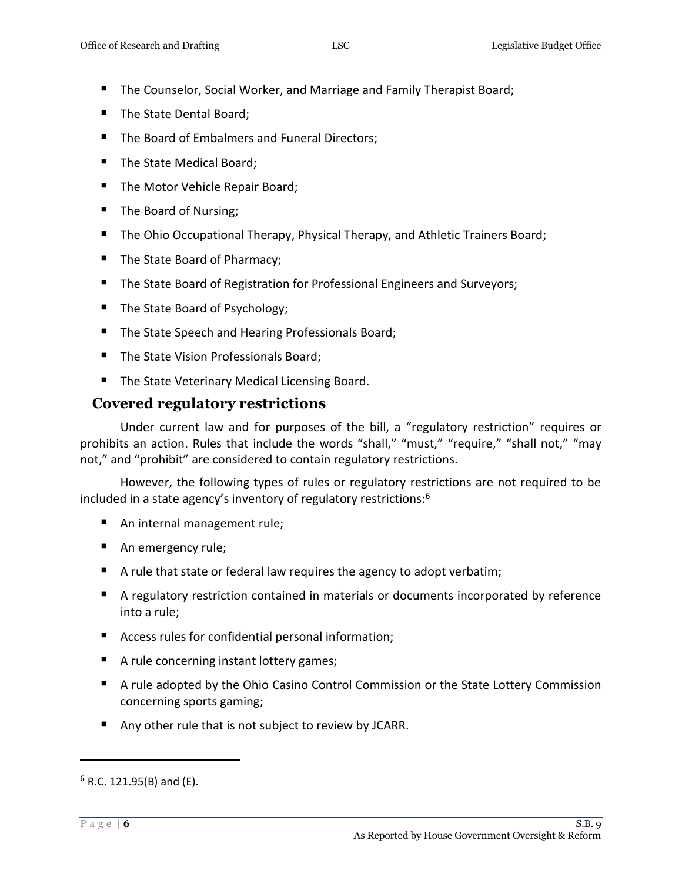- The Counselor, Social Worker, and Marriage and Family Therapist Board;
- The State Dental Board;
- The Board of Embalmers and Funeral Directors;
- The State Medical Board;
- The Motor Vehicle Repair Board;
- The Board of Nursing;
- The Ohio Occupational Therapy, Physical Therapy, and Athletic Trainers Board;
- The State Board of Pharmacy;
- The State Board of Registration for Professional Engineers and Surveyors;
- The State Board of Psychology;
- The State Speech and Hearing Professionals Board;
- The State Vision Professionals Board;
- The State Veterinary Medical Licensing Board.

## Covered regulatory restrictions

Under current law and for purposes of the bill, a "regulatory restriction" requires or prohibits an action. Rules that include the words "shall," "must," "require," "shall not," "may not," and "prohibit" are considered to contain regulatory restrictions.

However, the following types of rules or regulatory restrictions are not required to be included in a state agency's inventory of regulatory restrictions:[6]

- An internal management rule;
- An emergency rule;
- A rule that state or federal law requires the agency to adopt verbatim;
- A regulatory restriction contained in materials or documents incorporated by reference into a rule;
- Access rules for confidential personal information;
- A rule concerning instant lottery games;
- A rule adopted by the Ohio Casino Control Commission or the State Lottery Commission concerning sports gaming;
- Any other rule that is not subject to review by JCARR.

---

[6] R.C. 121.95(B) and (E).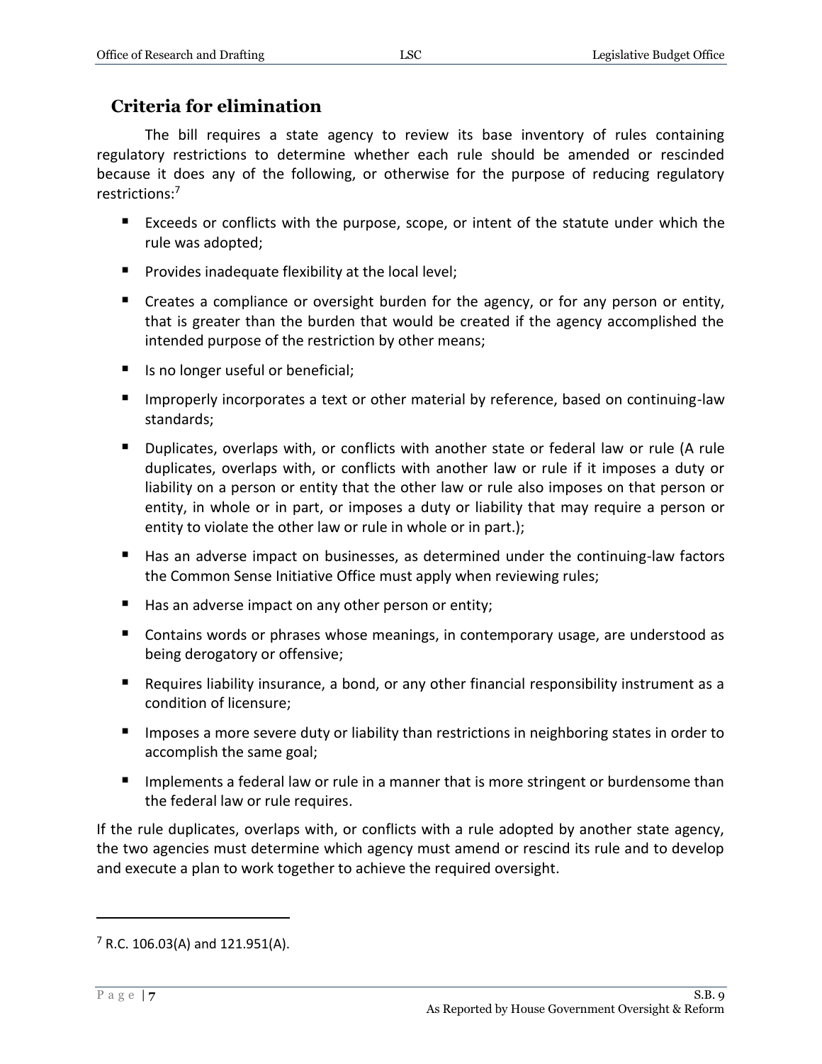## Criteria for elimination

The bill requires a state agency to review its base inventory of rules containing regulatory restrictions to determine whether each rule should be amended or rescinded because it does any of the following, or otherwise for the purpose of reducing regulatory restrictions:[7]

- Exceeds or conflicts with the purpose, scope, or intent of the statute under which the rule was adopted;
- Provides inadequate flexibility at the local level;
- Creates a compliance or oversight burden for the agency, or for any person or entity, that is greater than the burden that would be created if the agency accomplished the intended purpose of the restriction by other means;
- Is no longer useful or beneficial;
- Improperly incorporates a text or other material by reference, based on continuing-law standards;
- Duplicates, overlaps with, or conflicts with another state or federal law or rule (A rule duplicates, overlaps with, or conflicts with another law or rule if it imposes a duty or liability on a person or entity that the other law or rule also imposes on that person or entity, in whole or in part, or imposes a duty or liability that may require a person or entity to violate the other law or rule in whole or in part.);
- Has an adverse impact on businesses, as determined under the continuing-law factors the Common Sense Initiative Office must apply when reviewing rules;
- Has an adverse impact on any other person or entity;
- Contains words or phrases whose meanings, in contemporary usage, are understood as being derogatory or offensive;
- Requires liability insurance, a bond, or any other financial responsibility instrument as a condition of licensure;
- Imposes a more severe duty or liability than restrictions in neighboring states in order to accomplish the same goal;
- Implements a federal law or rule in a manner that is more stringent or burdensome than the federal law or rule requires.

If the rule duplicates, overlaps with, or conflicts with a rule adopted by another state agency, the two agencies must determine which agency must amend or rescind its rule and to develop and execute a plan to work together to achieve the required oversight.

---

[7] R.C. 106.03(A) and 121.951(A).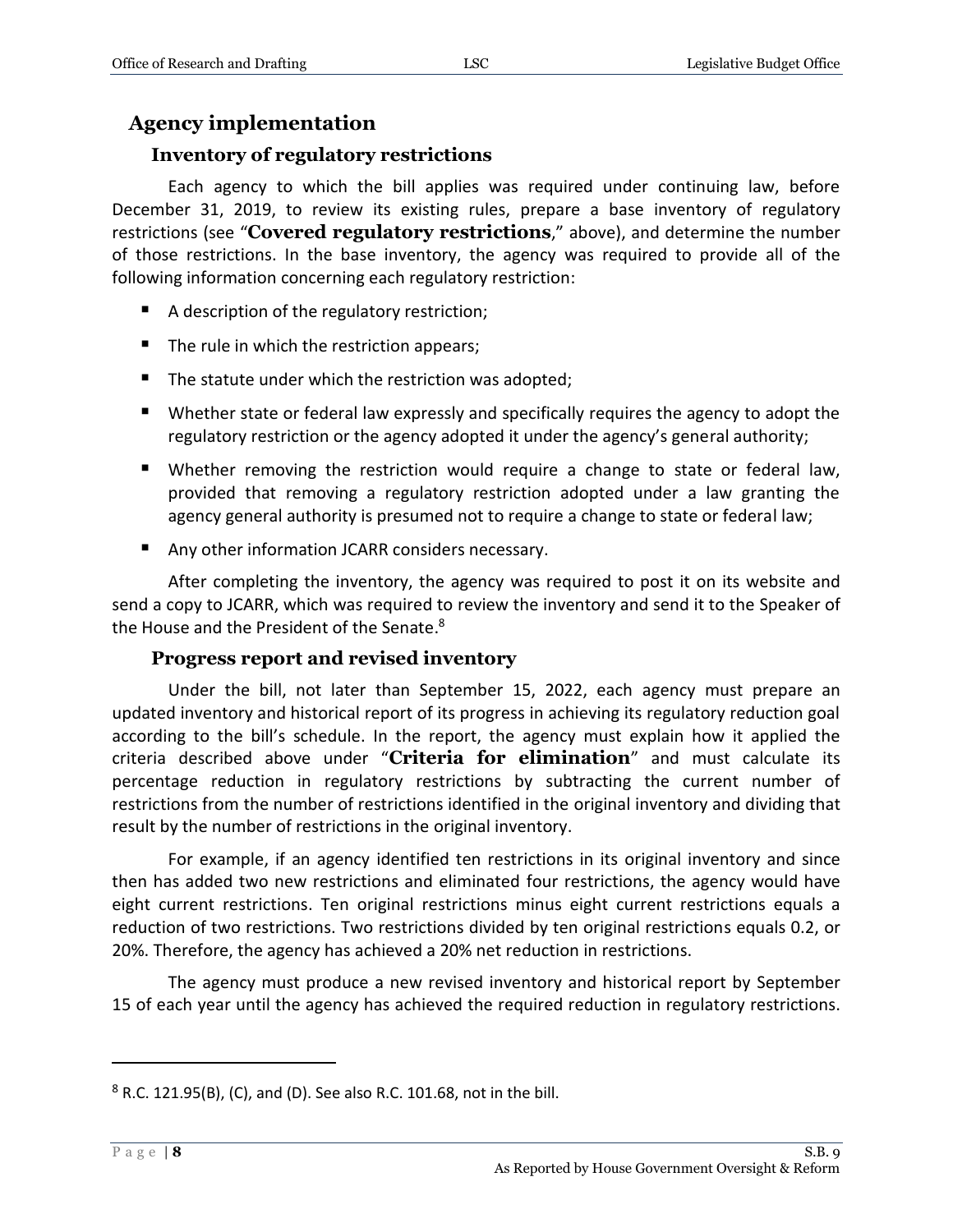## Agency implementation

### Inventory of regulatory restrictions

Each agency to which the bill applies was required under continuing law, before December 31, 2019, to review its existing rules, prepare a base inventory of regulatory restrictions (see "**Covered regulatory restrictions**," above), and determine the number of those restrictions. In the base inventory, the agency was required to provide all of the following information concerning each regulatory restriction:

- A description of the regulatory restriction;
- The rule in which the restriction appears;
- The statute under which the restriction was adopted;
- Whether state or federal law expressly and specifically requires the agency to adopt the regulatory restriction or the agency adopted it under the agency's general authority;
- Whether removing the restriction would require a change to state or federal law, provided that removing a regulatory restriction adopted under a law granting the agency general authority is presumed not to require a change to state or federal law;
- Any other information JCARR considers necessary.

After completing the inventory, the agency was required to post it on its website and send a copy to JCARR, which was required to review the inventory and send it to the Speaker of the House and the President of the Senate.[8]

### Progress report and revised inventory

Under the bill, not later than September 15, 2022, each agency must prepare an updated inventory and historical report of its progress in achieving its regulatory reduction goal according to the bill's schedule. In the report, the agency must explain how it applied the criteria described above under "**Criteria for elimination**" and must calculate its percentage reduction in regulatory restrictions by subtracting the current number of restrictions from the number of restrictions identified in the original inventory and dividing that result by the number of restrictions in the original inventory.

For example, if an agency identified ten restrictions in its original inventory and since then has added two new restrictions and eliminated four restrictions, the agency would have eight current restrictions. Ten original restrictions minus eight current restrictions equals a reduction of two restrictions. Two restrictions divided by ten original restrictions equals 0.2, or 20%. Therefore, the agency has achieved a 20% net reduction in restrictions.

The agency must produce a new revised inventory and historical report by September 15 of each year until the agency has achieved the required reduction in regulatory restrictions.

---

[8] R.C. 121.95(B), (C), and (D). See also R.C. 101.68, not in the bill.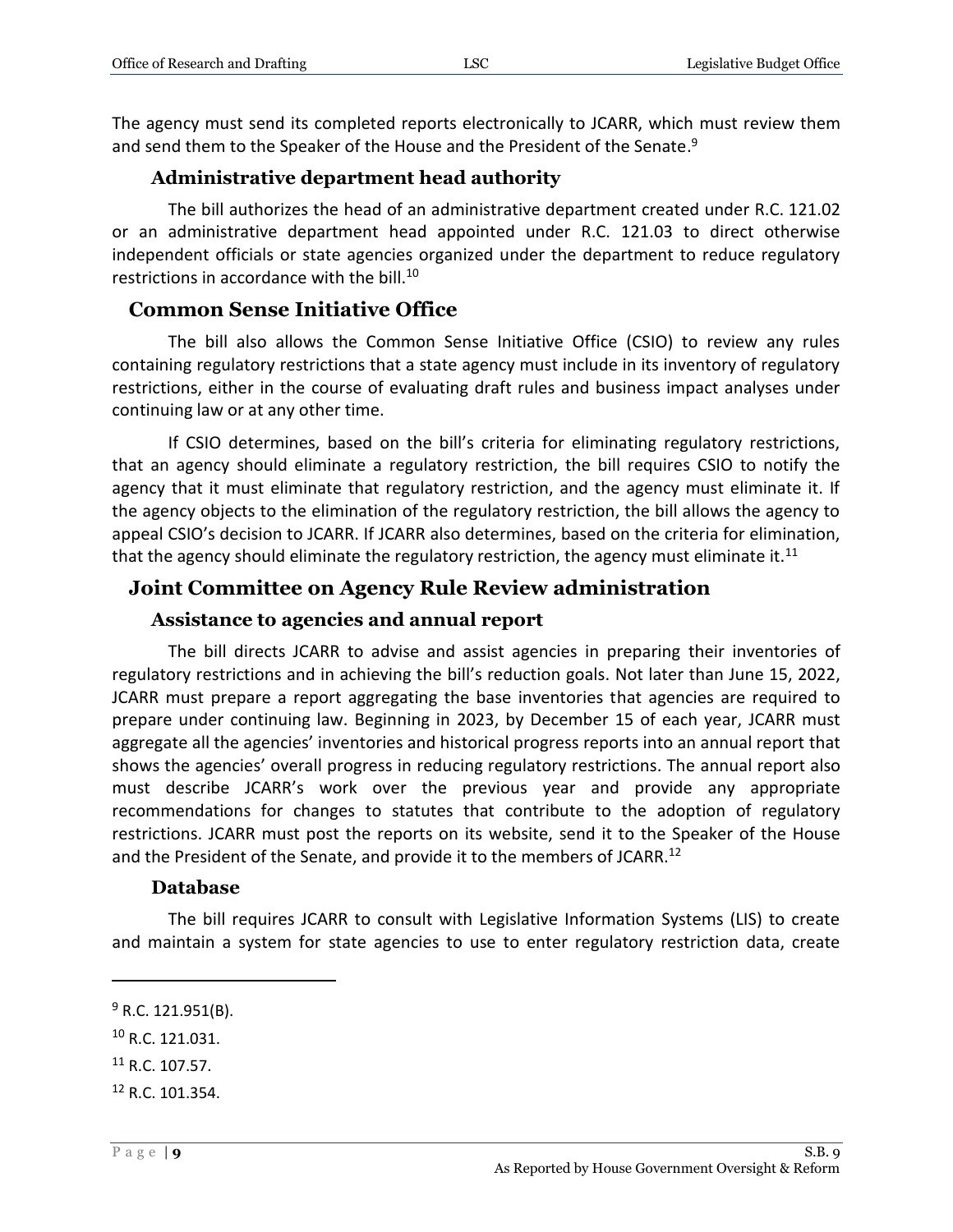The agency must send its completed reports electronically to JCARR, which must review them and send them to the Speaker of the House and the President of the Senate.[9]

### Administrative department head authority

The bill authorizes the head of an administrative department created under R.C. 121.02 or an administrative department head appointed under R.C. 121.03 to direct otherwise independent officials or state agencies organized under the department to reduce regulatory restrictions in accordance with the bill.[10]

## Common Sense Initiative Office

The bill also allows the Common Sense Initiative Office (CSIO) to review any rules containing regulatory restrictions that a state agency must include in its inventory of regulatory restrictions, either in the course of evaluating draft rules and business impact analyses under continuing law or at any other time.

If CSIO determines, based on the bill's criteria for eliminating regulatory restrictions, that an agency should eliminate a regulatory restriction, the bill requires CSIO to notify the agency that it must eliminate that regulatory restriction, and the agency must eliminate it. If the agency objects to the elimination of the regulatory restriction, the bill allows the agency to appeal CSIO's decision to JCARR. If JCARR also determines, based on the criteria for elimination, that the agency should eliminate the regulatory restriction, the agency must eliminate it.[11]

## Joint Committee on Agency Rule Review administration

### Assistance to agencies and annual report

The bill directs JCARR to advise and assist agencies in preparing their inventories of regulatory restrictions and in achieving the bill's reduction goals. Not later than June 15, 2022, JCARR must prepare a report aggregating the base inventories that agencies are required to prepare under continuing law. Beginning in 2023, by December 15 of each year, JCARR must aggregate all the agencies' inventories and historical progress reports into an annual report that shows the agencies' overall progress in reducing regulatory restrictions. The annual report also must describe JCARR's work over the previous year and provide any appropriate recommendations for changes to statutes that contribute to the adoption of regulatory restrictions. JCARR must post the reports on its website, send it to the Speaker of the House and the President of the Senate, and provide it to the members of JCARR.[12]

### Database

The bill requires JCARR to consult with Legislative Information Systems (LIS) to create and maintain a system for state agencies to use to enter regulatory restriction data, create

---

[9] R.C. 121.951(B).

[10] R.C. 121.031.

[11] R.C. 107.57.

[12] R.C. 101.354.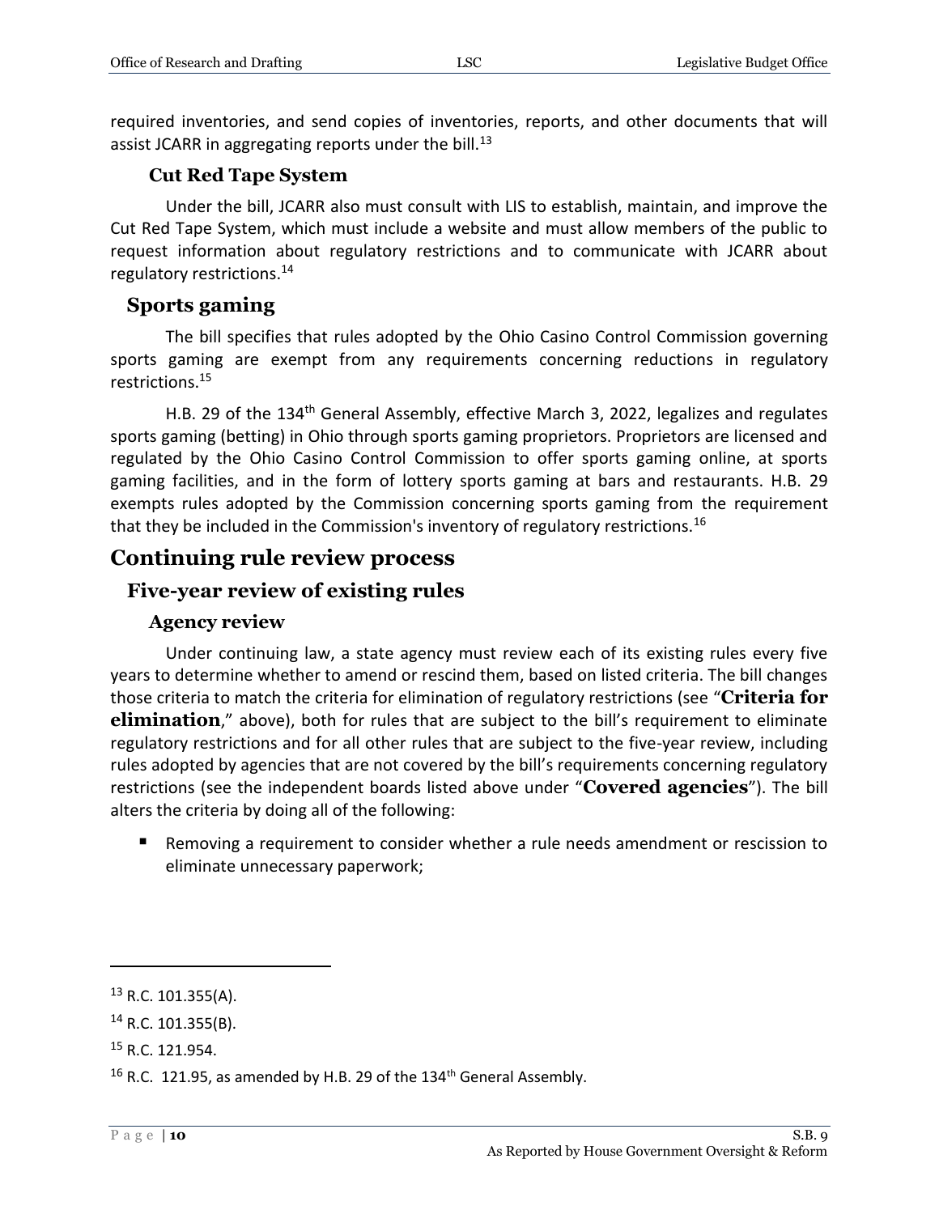required inventories, and send copies of inventories, reports, and other documents that will assist JCARR in aggregating reports under the bill.[13]

#### Cut Red Tape System

Under the bill, JCARR also must consult with LIS to establish, maintain, and improve the Cut Red Tape System, which must include a website and must allow members of the public to request information about regulatory restrictions and to communicate with JCARR about regulatory restrictions.[14]

### Sports gaming

The bill specifies that rules adopted by the Ohio Casino Control Commission governing sports gaming are exempt from any requirements concerning reductions in regulatory restrictions.[15]

H.B. 29 of the 134th General Assembly, effective March 3, 2022, legalizes and regulates sports gaming (betting) in Ohio through sports gaming proprietors. Proprietors are licensed and regulated by the Ohio Casino Control Commission to offer sports gaming online, at sports gaming facilities, and in the form of lottery sports gaming at bars and restaurants. H.B. 29 exempts rules adopted by the Commission concerning sports gaming from the requirement that they be included in the Commission's inventory of regulatory restrictions.[16]

## Continuing rule review process

### Five-year review of existing rules

#### Agency review

Under continuing law, a state agency must review each of its existing rules every five years to determine whether to amend or rescind them, based on listed criteria. The bill changes those criteria to match the criteria for elimination of regulatory restrictions (see "**Criteria for elimination**," above), both for rules that are subject to the bill's requirement to eliminate regulatory restrictions and for all other rules that are subject to the five-year review, including rules adopted by agencies that are not covered by the bill's requirements concerning regulatory restrictions (see the independent boards listed above under "**Covered agencies**"). The bill alters the criteria by doing all of the following:

- Removing a requirement to consider whether a rule needs amendment or rescission to eliminate unnecessary paperwork;

---

[13] R.C. 101.355(A).

[14] R.C. 101.355(B).

[15] R.C. 121.954.

[16] R.C. 121.95, as amended by H.B. 29 of the 134th General Assembly.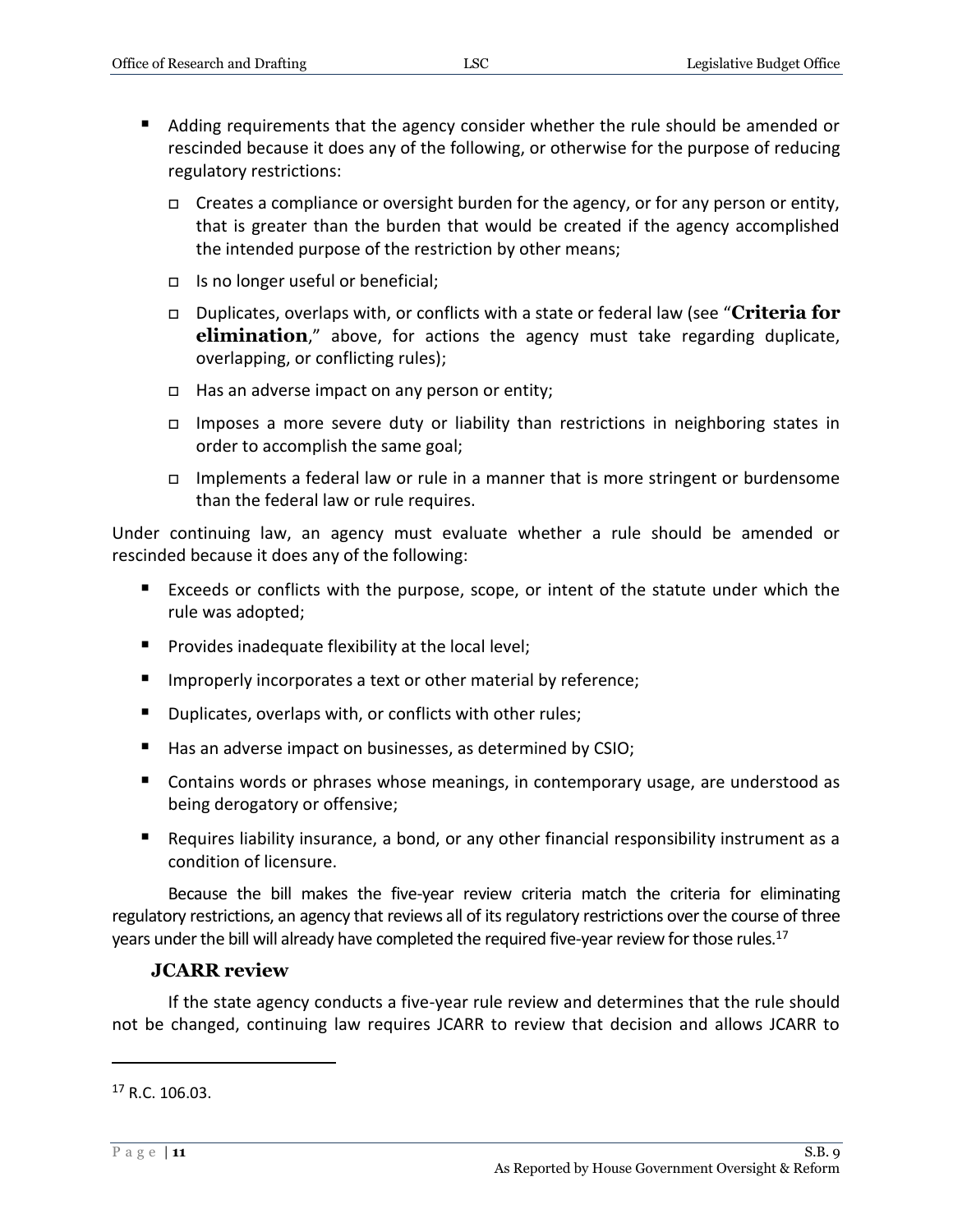- Adding requirements that the agency consider whether the rule should be amended or rescinded because it does any of the following, or otherwise for the purpose of reducing regulatory restrictions:
  - Creates a compliance or oversight burden for the agency, or for any person or entity, that is greater than the burden that would be created if the agency accomplished the intended purpose of the restriction by other means;
  - Is no longer useful or beneficial;
  - Duplicates, overlaps with, or conflicts with a state or federal law (see "**Criteria for elimination**," above, for actions the agency must take regarding duplicate, overlapping, or conflicting rules);
  - Has an adverse impact on any person or entity;
  - Imposes a more severe duty or liability than restrictions in neighboring states in order to accomplish the same goal;
  - Implements a federal law or rule in a manner that is more stringent or burdensome than the federal law or rule requires.

Under continuing law, an agency must evaluate whether a rule should be amended or rescinded because it does any of the following:

- Exceeds or conflicts with the purpose, scope, or intent of the statute under which the rule was adopted;
- Provides inadequate flexibility at the local level;
- Improperly incorporates a text or other material by reference;
- Duplicates, overlaps with, or conflicts with other rules;
- Has an adverse impact on businesses, as determined by CSIO;
- Contains words or phrases whose meanings, in contemporary usage, are understood as being derogatory or offensive;
- Requires liability insurance, a bond, or any other financial responsibility instrument as a condition of licensure.

Because the bill makes the five-year review criteria match the criteria for eliminating regulatory restrictions, an agency that reviews all of its regulatory restrictions over the course of three years under the bill will already have completed the required five-year review for those rules.[17]

### JCARR review

If the state agency conducts a five-year rule review and determines that the rule should not be changed, continuing law requires JCARR to review that decision and allows JCARR to

---

[17] R.C. 106.03.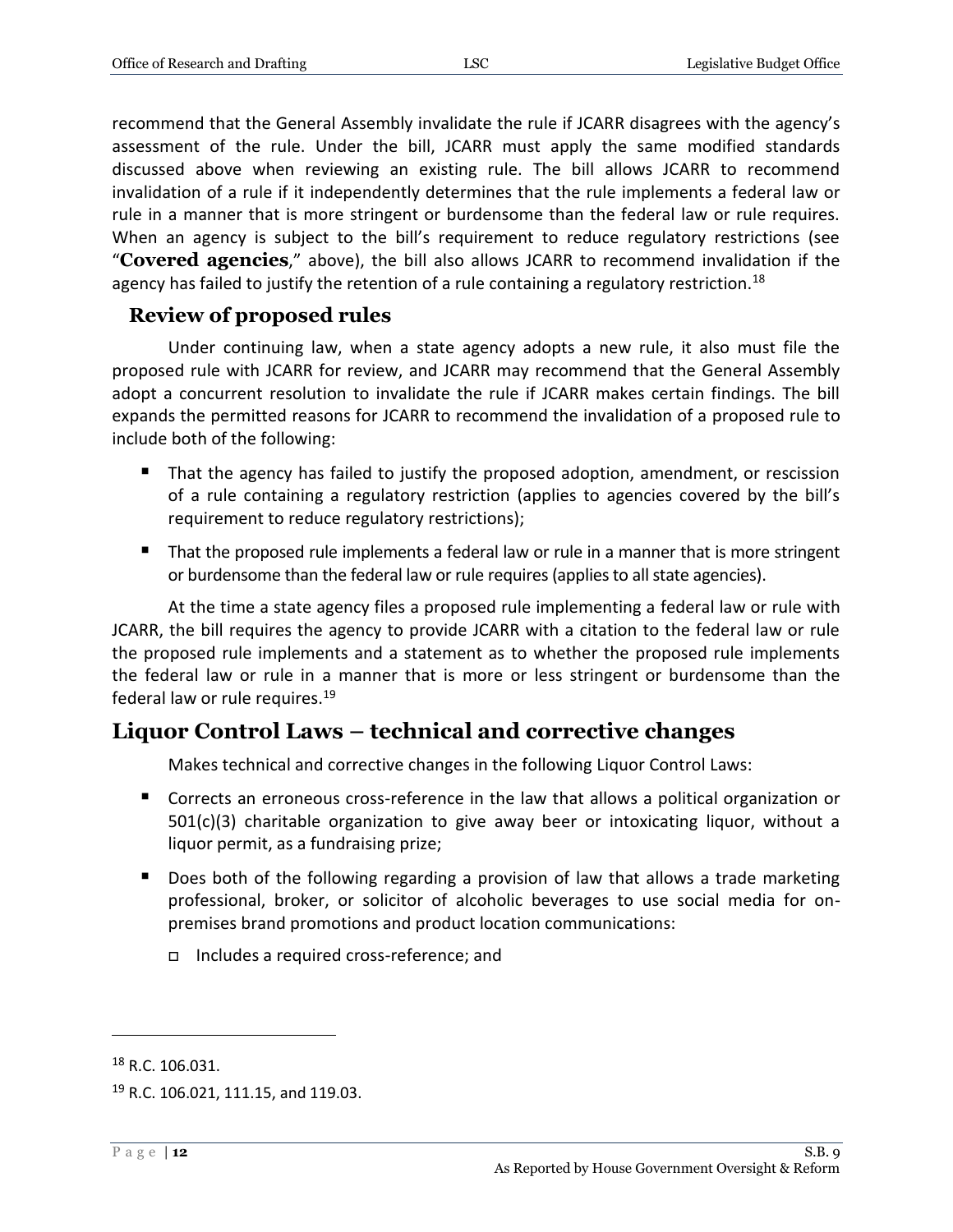recommend that the General Assembly invalidate the rule if JCARR disagrees with the agency's assessment of the rule. Under the bill, JCARR must apply the same modified standards discussed above when reviewing an existing rule. The bill allows JCARR to recommend invalidation of a rule if it independently determines that the rule implements a federal law or rule in a manner that is more stringent or burdensome than the federal law or rule requires. When an agency is subject to the bill's requirement to reduce regulatory restrictions (see "**Covered agencies**," above), the bill also allows JCARR to recommend invalidation if the agency has failed to justify the retention of a rule containing a regulatory restriction.[18]

### Review of proposed rules

Under continuing law, when a state agency adopts a new rule, it also must file the proposed rule with JCARR for review, and JCARR may recommend that the General Assembly adopt a concurrent resolution to invalidate the rule if JCARR makes certain findings. The bill expands the permitted reasons for JCARR to recommend the invalidation of a proposed rule to include both of the following:

- That the agency has failed to justify the proposed adoption, amendment, or rescission of a rule containing a regulatory restriction (applies to agencies covered by the bill's requirement to reduce regulatory restrictions);
- That the proposed rule implements a federal law or rule in a manner that is more stringent or burdensome than the federal law or rule requires (applies to all state agencies).

At the time a state agency files a proposed rule implementing a federal law or rule with JCARR, the bill requires the agency to provide JCARR with a citation to the federal law or rule the proposed rule implements and a statement as to whether the proposed rule implements the federal law or rule in a manner that is more or less stringent or burdensome than the federal law or rule requires.[19]

## Liquor Control Laws – technical and corrective changes

Makes technical and corrective changes in the following Liquor Control Laws:

- Corrects an erroneous cross-reference in the law that allows a political organization or 501(c)(3) charitable organization to give away beer or intoxicating liquor, without a liquor permit, as a fundraising prize;
- Does both of the following regarding a provision of law that allows a trade marketing professional, broker, or solicitor of alcoholic beverages to use social media for on-premises brand promotions and product location communications:
  - Includes a required cross-reference; and

---

[18] R.C. 106.031.

[19] R.C. 106.021, 111.15, and 119.03.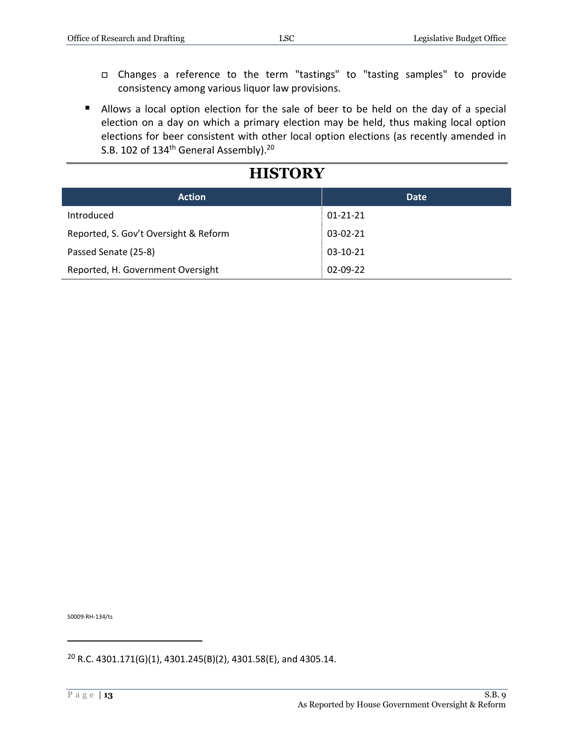- Changes a reference to the term "tastings" to "tasting samples" to provide consistency among various liquor law provisions.

- Allows a local option election for the sale of beer to be held on the day of a special election on a day on which a primary election may be held, thus making local option elections for beer consistent with other local option elections (as recently amended in S.B. 102 of 134th General Assembly).[20]

# HISTORY

| Action | Date |
|---|---|
| Introduced | 01-21-21 |
| Reported, S. Gov't Oversight & Reform | 03-02-21 |
| Passed Senate (25-8) | 03-10-21 |
| Reported, H. Government Oversight | 02-09-22 |

S0009-RH-134/ts

[20] R.C. 4301.171(G)(1), 4301.245(B)(2), 4301.58(E), and 4305.14.